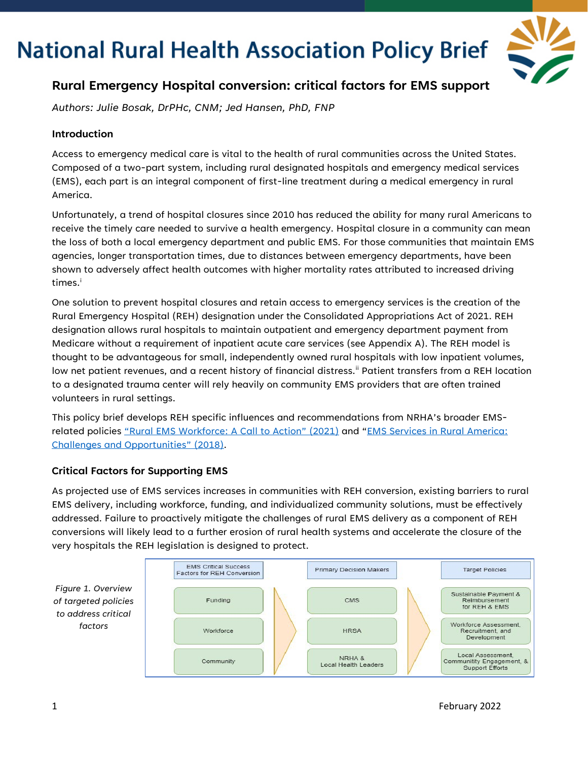# National Rural Health Association Policy Brief

## Rural Emergency Hospital conversion: critical factors for EMS support

*Authors: Julie Bosak, DrPHc, CNM; Jed Hansen, PhD, FNP*

### Introduction

Access to emergency medical care is vital to the health of rural communities across the United States. Composed of a two-part system, including rural designated hospitals and emergency medical services (EMS), each part is an integral component of first-line treatment during a medical emergency in rural America.

Unfortunately, a trend of hospital closures since 2010 has reduced the ability for many rural Americans to receive the timely care needed to survive a health emergency. Hospital closure in a community can mean the loss of both a local emergency department and public EMS. For those communities that maintain EMS agencies, longer transportation times, due to distances between emergency departments, have been shown to adversely affect health outcomes with higher mortality rates attributed to increased driving times.[i]

One solution to prevent hospital closures and retain access to emergency services is the creation of the Rural Emergency Hospital (REH) designation under the Consolidated Appropriations Act of 2021. REH designation allows rural hospitals to maintain outpatient and emergency department payment from Medicare without a requirement of inpatient acute care services (see Appendix A). The REH model is thought to be advantageous for small, independently owned rural hospitals with low inpatient volumes, low net patient revenues, and a recent history of financial distress.[ii] Patient transfers from a REH location to a designated trauma center will rely heavily on community EMS providers that are often trained volunteers in rural settings.

This policy brief develops REH specific influences and recommendations from NRHA's broader EMS-related policies "Rural EMS Workforce: A Call to Action" (2021) and "EMS Services in Rural America: Challenges and Opportunities" (2018).

### Critical Factors for Supporting EMS

As projected use of EMS services increases in communities with REH conversion, existing barriers to rural EMS delivery, including workforce, funding, and individualized community solutions, must be effectively addressed. Failure to proactively mitigate the challenges of rural EMS delivery as a component of REH conversions will likely lead to a further erosion of rural health systems and accelerate the closure of the very hospitals the REH legislation is designed to protect.

| EMS Critical Success Factors for REH Conversion | Primary Decision Makers | Target Policies |
| --- | --- | --- |
| Funding | CMS | Sustainable Payment & Reimbursement for REH & EMS |
| Workforce | HRSA | Workforce Assessment, Recruitment, and Development |
| Community | NRHA & Local Health Leaders | Local Assessment, Communitity Engagement, & Support Efforts |

*Figure 1. Overview of targeted policies to address critical factors*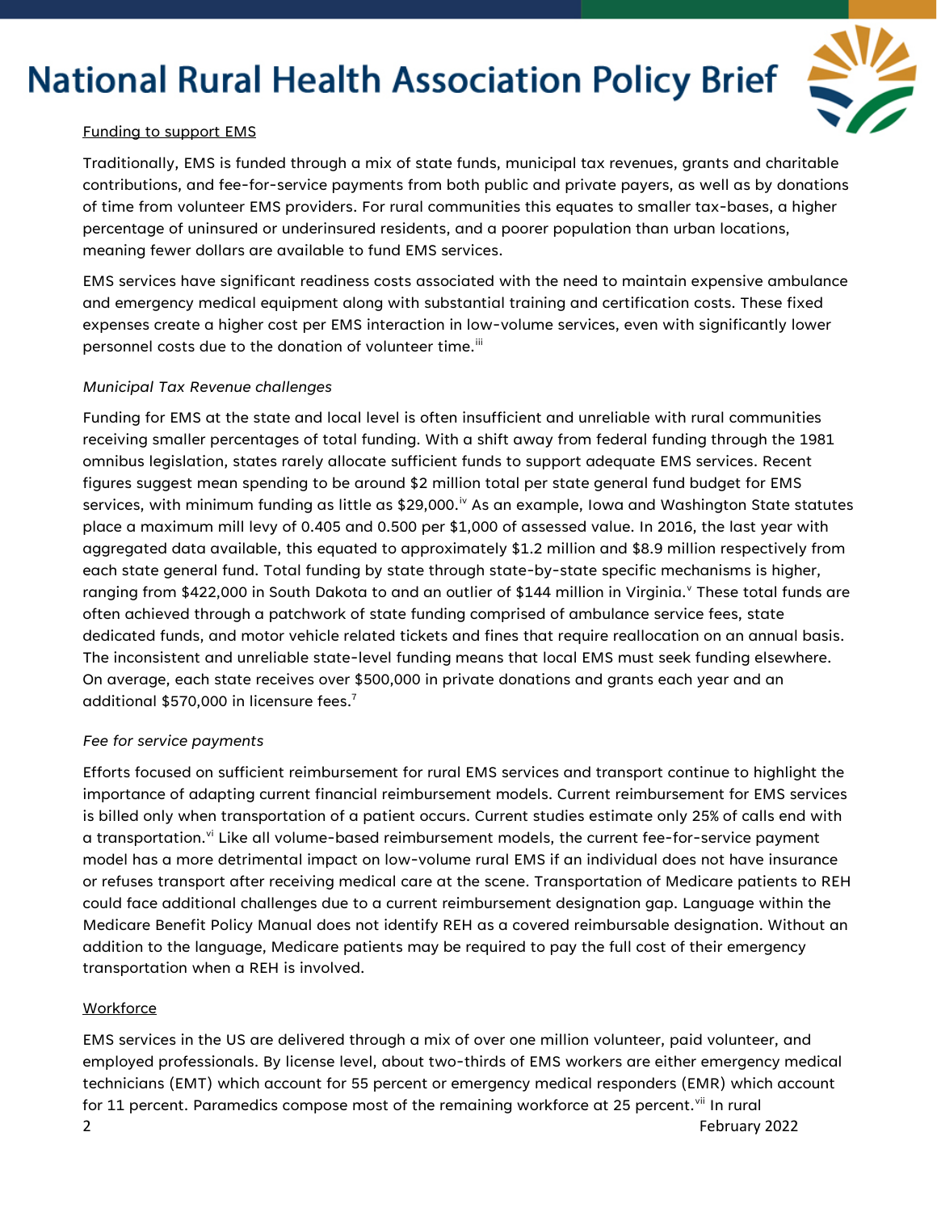Funding to support EMS

Traditionally, EMS is funded through a mix of state funds, municipal tax revenues, grants and charitable contributions, and fee-for-service payments from both public and private payers, as well as by donations of time from volunteer EMS providers. For rural communities this equates to smaller tax-bases, a higher percentage of uninsured or underinsured residents, and a poorer population than urban locations, meaning fewer dollars are available to fund EMS services.

EMS services have significant readiness costs associated with the need to maintain expensive ambulance and emergency medical equipment along with substantial training and certification costs. These fixed expenses create a higher cost per EMS interaction in low-volume services, even with significantly lower personnel costs due to the donation of volunteer time.[iii]

*Municipal Tax Revenue challenges*

Funding for EMS at the state and local level is often insufficient and unreliable with rural communities receiving smaller percentages of total funding. With a shift away from federal funding through the 1981 omnibus legislation, states rarely allocate sufficient funds to support adequate EMS services. Recent figures suggest mean spending to be around $2 million total per state general fund budget for EMS services, with minimum funding as little as $29,000.[iv] As an example, Iowa and Washington State statutes place a maximum mill levy of 0.405 and 0.500 per $1,000 of assessed value. In 2016, the last year with aggregated data available, this equated to approximately $1.2 million and $8.9 million respectively from each state general fund. Total funding by state through state-by-state specific mechanisms is higher, ranging from $422,000 in South Dakota to and an outlier of $144 million in Virginia.[v] These total funds are often achieved through a patchwork of state funding comprised of ambulance service fees, state dedicated funds, and motor vehicle related tickets and fines that require reallocation on an annual basis. The inconsistent and unreliable state-level funding means that local EMS must seek funding elsewhere. On average, each state receives over $500,000 in private donations and grants each year and an additional $570,000 in licensure fees.[7]

*Fee for service payments*

Efforts focused on sufficient reimbursement for rural EMS services and transport continue to highlight the importance of adapting current financial reimbursement models. Current reimbursement for EMS services is billed only when transportation of a patient occurs. Current studies estimate only 25% of calls end with a transportation.[vi] Like all volume-based reimbursement models, the current fee-for-service payment model has a more detrimental impact on low-volume rural EMS if an individual does not have insurance or refuses transport after receiving medical care at the scene. Transportation of Medicare patients to REH could face additional challenges due to a current reimbursement designation gap. Language within the Medicare Benefit Policy Manual does not identify REH as a covered reimbursable designation. Without an addition to the language, Medicare patients may be required to pay the full cost of their emergency transportation when a REH is involved.

Workforce

EMS services in the US are delivered through a mix of over one million volunteer, paid volunteer, and employed professionals. By license level, about two-thirds of EMS workers are either emergency medical technicians (EMT) which account for 55 percent or emergency medical responders (EMR) which account for 11 percent. Paramedics compose most of the remaining workforce at 25 percent.[vii] In rural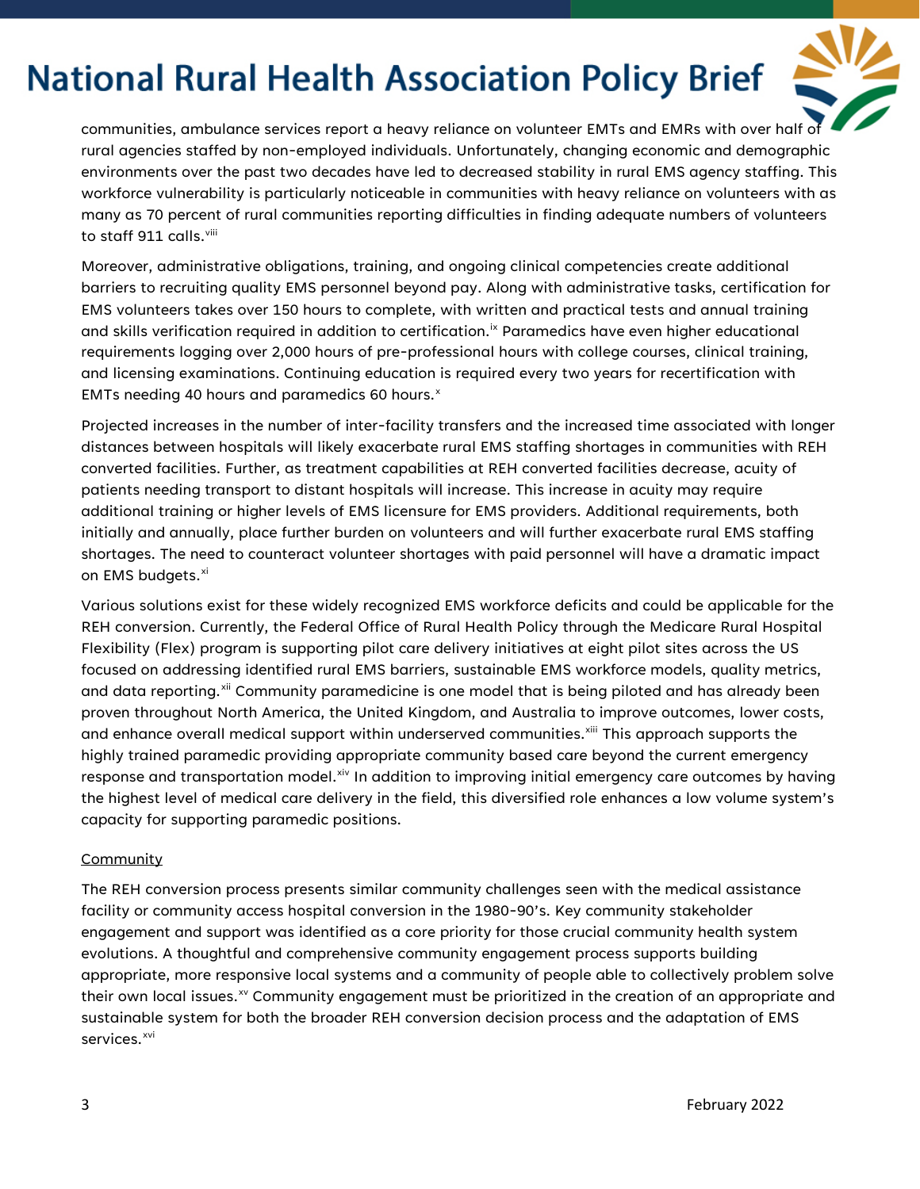communities, ambulance services report a heavy reliance on volunteer EMTs and EMRs with over half of rural agencies staffed by non-employed individuals. Unfortunately, changing economic and demographic environments over the past two decades have led to decreased stability in rural EMS agency staffing. This workforce vulnerability is particularly noticeable in communities with heavy reliance on volunteers with as many as 70 percent of rural communities reporting difficulties in finding adequate numbers of volunteers to staff 911 calls.[viii]

Moreover, administrative obligations, training, and ongoing clinical competencies create additional barriers to recruiting quality EMS personnel beyond pay. Along with administrative tasks, certification for EMS volunteers takes over 150 hours to complete, with written and practical tests and annual training and skills verification required in addition to certification.[ix] Paramedics have even higher educational requirements logging over 2,000 hours of pre-professional hours with college courses, clinical training, and licensing examinations. Continuing education is required every two years for recertification with EMTs needing 40 hours and paramedics 60 hours.[x]

Projected increases in the number of inter-facility transfers and the increased time associated with longer distances between hospitals will likely exacerbate rural EMS staffing shortages in communities with REH converted facilities. Further, as treatment capabilities at REH converted facilities decrease, acuity of patients needing transport to distant hospitals will increase. This increase in acuity may require additional training or higher levels of EMS licensure for EMS providers. Additional requirements, both initially and annually, place further burden on volunteers and will further exacerbate rural EMS staffing shortages. The need to counteract volunteer shortages with paid personnel will have a dramatic impact on EMS budgets.[xi]

Various solutions exist for these widely recognized EMS workforce deficits and could be applicable for the REH conversion. Currently, the Federal Office of Rural Health Policy through the Medicare Rural Hospital Flexibility (Flex) program is supporting pilot care delivery initiatives at eight pilot sites across the US focused on addressing identified rural EMS barriers, sustainable EMS workforce models, quality metrics, and data reporting.[xii] Community paramedicine is one model that is being piloted and has already been proven throughout North America, the United Kingdom, and Australia to improve outcomes, lower costs, and enhance overall medical support within underserved communities.[xiii] This approach supports the highly trained paramedic providing appropriate community based care beyond the current emergency response and transportation model.[xiv] In addition to improving initial emergency care outcomes by having the highest level of medical care delivery in the field, this diversified role enhances a low volume system's capacity for supporting paramedic positions.

### Community

The REH conversion process presents similar community challenges seen with the medical assistance facility or community access hospital conversion in the 1980-90's. Key community stakeholder engagement and support was identified as a core priority for those crucial community health system evolutions. A thoughtful and comprehensive community engagement process supports building appropriate, more responsive local systems and a community of people able to collectively problem solve their own local issues.[xv] Community engagement must be prioritized in the creation of an appropriate and sustainable system for both the broader REH conversion decision process and the adaptation of EMS services.[xvi]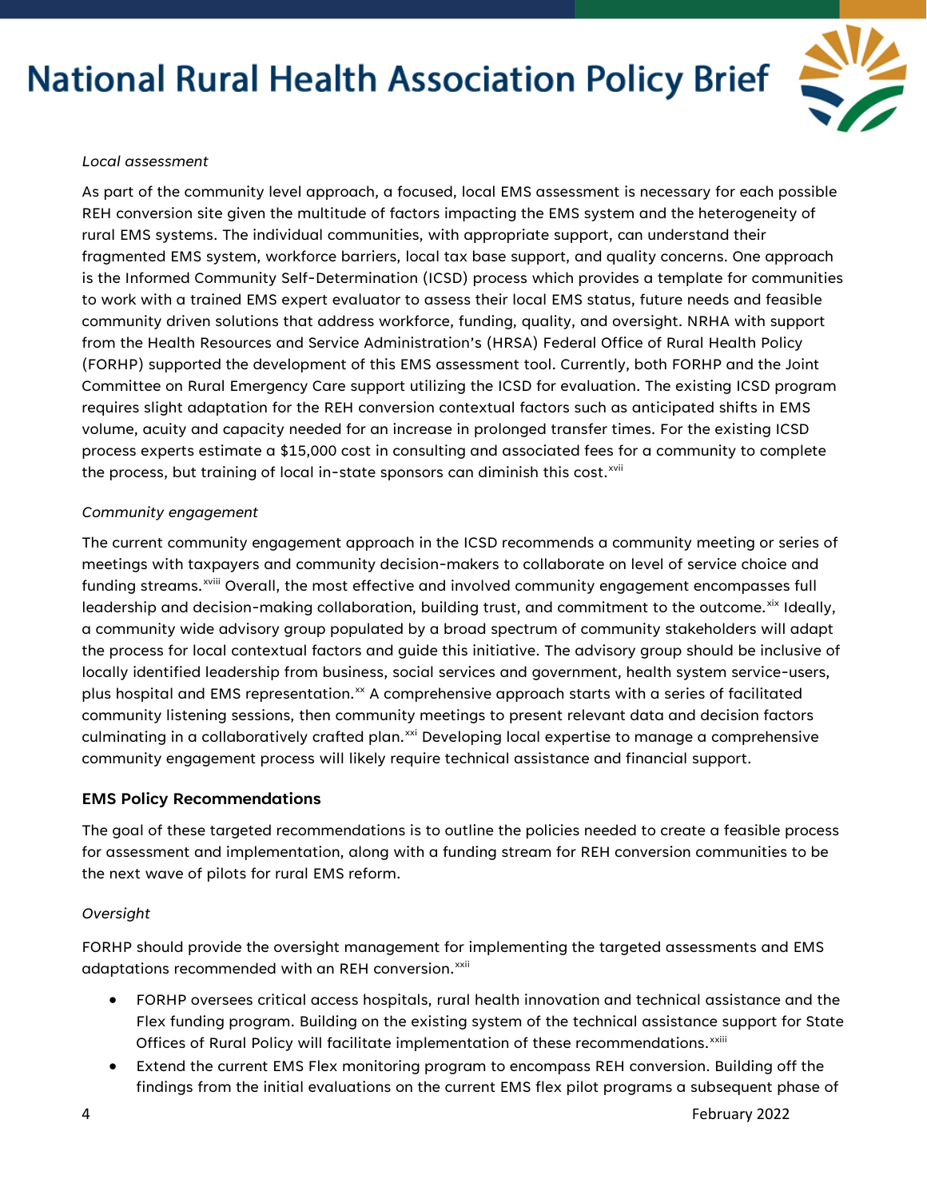*Local assessment*

As part of the community level approach, a focused, local EMS assessment is necessary for each possible REH conversion site given the multitude of factors impacting the EMS system and the heterogeneity of rural EMS systems. The individual communities, with appropriate support, can understand their fragmented EMS system, workforce barriers, local tax base support, and quality concerns. One approach is the Informed Community Self-Determination (ICSD) process which provides a template for communities to work with a trained EMS expert evaluator to assess their local EMS status, future needs and feasible community driven solutions that address workforce, funding, quality, and oversight. NRHA with support from the Health Resources and Service Administration's (HRSA) Federal Office of Rural Health Policy (FORHP) supported the development of this EMS assessment tool. Currently, both FORHP and the Joint Committee on Rural Emergency Care support utilizing the ICSD for evaluation. The existing ICSD program requires slight adaptation for the REH conversion contextual factors such as anticipated shifts in EMS volume, acuity and capacity needed for an increase in prolonged transfer times. For the existing ICSD process experts estimate a $15,000 cost in consulting and associated fees for a community to complete the process, but training of local in-state sponsors can diminish this cost.[xvii]

*Community engagement*

The current community engagement approach in the ICSD recommends a community meeting or series of meetings with taxpayers and community decision-makers to collaborate on level of service choice and funding streams.[xviii] Overall, the most effective and involved community engagement encompasses full leadership and decision-making collaboration, building trust, and commitment to the outcome.[xix] Ideally, a community wide advisory group populated by a broad spectrum of community stakeholders will adapt the process for local contextual factors and guide this initiative. The advisory group should be inclusive of locally identified leadership from business, social services and government, health system service-users, plus hospital and EMS representation.[xx] A comprehensive approach starts with a series of facilitated community listening sessions, then community meetings to present relevant data and decision factors culminating in a collaboratively crafted plan.[xxi] Developing local expertise to manage a comprehensive community engagement process will likely require technical assistance and financial support.

**EMS Policy Recommendations**

The goal of these targeted recommendations is to outline the policies needed to create a feasible process for assessment and implementation, along with a funding stream for REH conversion communities to be the next wave of pilots for rural EMS reform.

*Oversight*

FORHP should provide the oversight management for implementing the targeted assessments and EMS adaptations recommended with an REH conversion.[xxii]

- FORHP oversees critical access hospitals, rural health innovation and technical assistance and the Flex funding program. Building on the existing system of the technical assistance support for State Offices of Rural Policy will facilitate implementation of these recommendations.[xxiii]
- Extend the current EMS Flex monitoring program to encompass REH conversion. Building off the findings from the initial evaluations on the current EMS flex pilot programs a subsequent phase of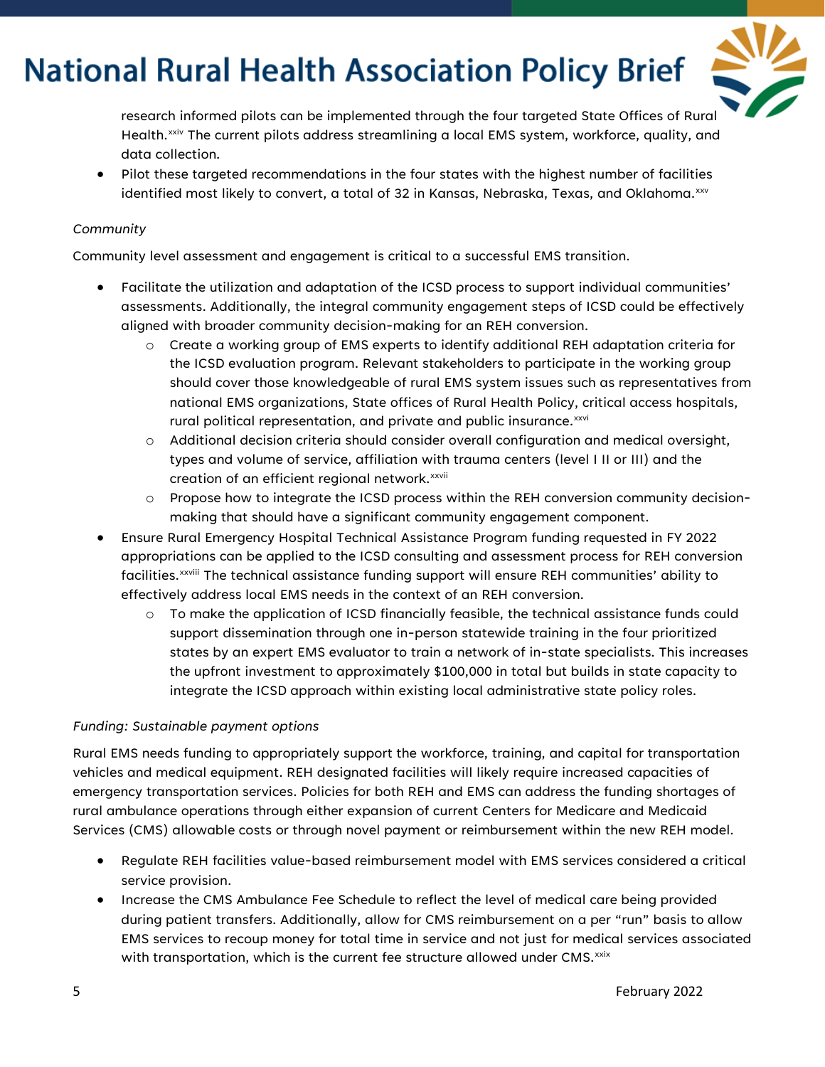research informed pilots can be implemented through the four targeted State Offices of Rural Health.[xxiv] The current pilots address streamlining a local EMS system, workforce, quality, and data collection.

- Pilot these targeted recommendations in the four states with the highest number of facilities identified most likely to convert, a total of 32 in Kansas, Nebraska, Texas, and Oklahoma.[xxv]

*Community*

Community level assessment and engagement is critical to a successful EMS transition.

- Facilitate the utilization and adaptation of the ICSD process to support individual communities' assessments. Additionally, the integral community engagement steps of ICSD could be effectively aligned with broader community decision-making for an REH conversion.
  - Create a working group of EMS experts to identify additional REH adaptation criteria for the ICSD evaluation program. Relevant stakeholders to participate in the working group should cover those knowledgeable of rural EMS system issues such as representatives from national EMS organizations, State offices of Rural Health Policy, critical access hospitals, rural political representation, and private and public insurance.[xxvi]
  - Additional decision criteria should consider overall configuration and medical oversight, types and volume of service, affiliation with trauma centers (level I II or III) and the creation of an efficient regional network.[xxvii]
  - Propose how to integrate the ICSD process within the REH conversion community decision-making that should have a significant community engagement component.
- Ensure Rural Emergency Hospital Technical Assistance Program funding requested in FY 2022 appropriations can be applied to the ICSD consulting and assessment process for REH conversion facilities.[xxviii] The technical assistance funding support will ensure REH communities' ability to effectively address local EMS needs in the context of an REH conversion.
  - To make the application of ICSD financially feasible, the technical assistance funds could support dissemination through one in-person statewide training in the four prioritized states by an expert EMS evaluator to train a network of in-state specialists. This increases the upfront investment to approximately $100,000 in total but builds in state capacity to integrate the ICSD approach within existing local administrative state policy roles.

*Funding: Sustainable payment options*

Rural EMS needs funding to appropriately support the workforce, training, and capital for transportation vehicles and medical equipment. REH designated facilities will likely require increased capacities of emergency transportation services. Policies for both REH and EMS can address the funding shortages of rural ambulance operations through either expansion of current Centers for Medicare and Medicaid Services (CMS) allowable costs or through novel payment or reimbursement within the new REH model.

- Regulate REH facilities value-based reimbursement model with EMS services considered a critical service provision.
- Increase the CMS Ambulance Fee Schedule to reflect the level of medical care being provided during patient transfers. Additionally, allow for CMS reimbursement on a per "run" basis to allow EMS services to recoup money for total time in service and not just for medical services associated with transportation, which is the current fee structure allowed under CMS.[xxix]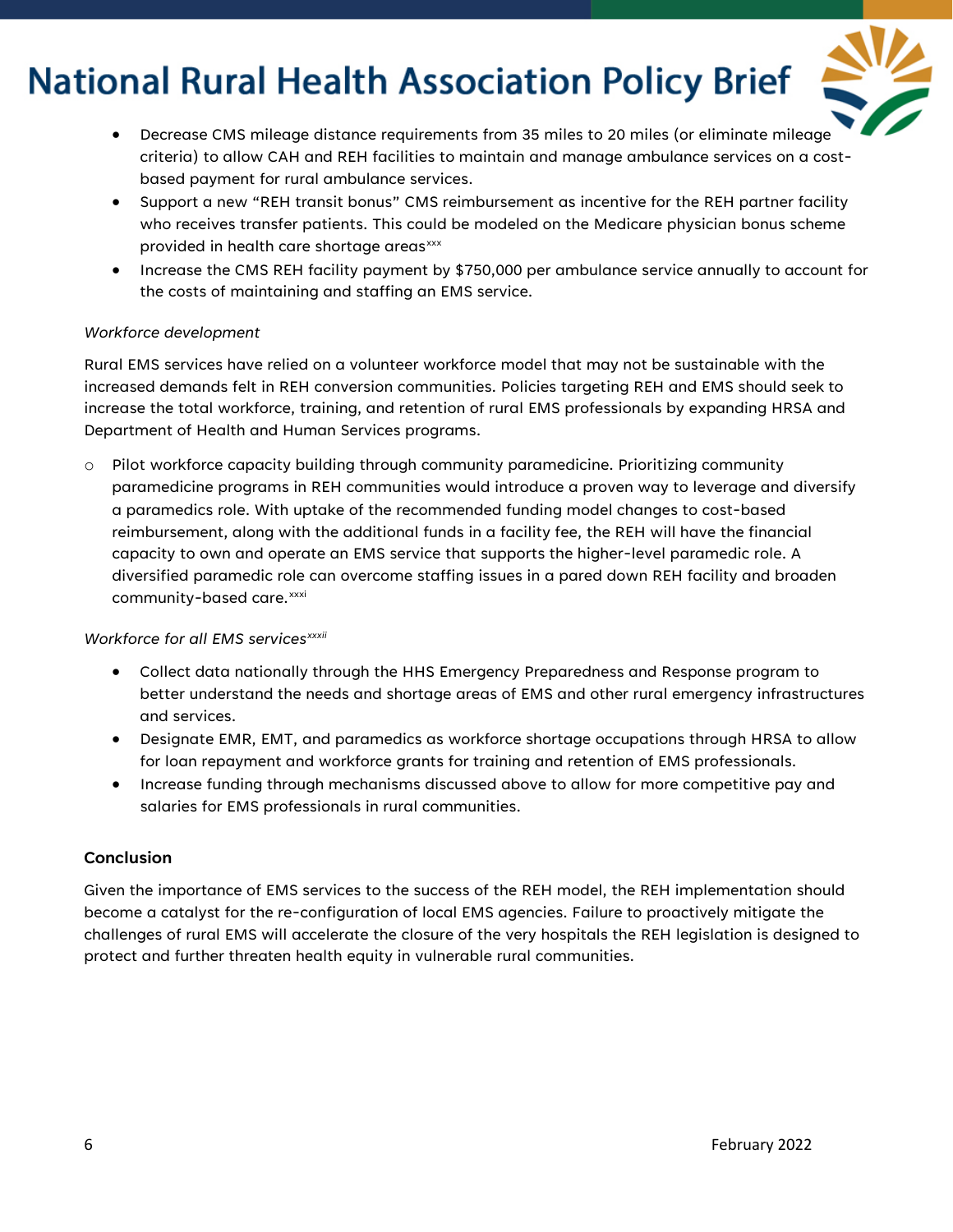- Decrease CMS mileage distance requirements from 35 miles to 20 miles (or eliminate mileage criteria) to allow CAH and REH facilities to maintain and manage ambulance services on a cost-based payment for rural ambulance services.
- Support a new "REH transit bonus" CMS reimbursement as incentive for the REH partner facility who receives transfer patients. This could be modeled on the Medicare physician bonus scheme provided in health care shortage areas[xxx]
- Increase the CMS REH facility payment by $750,000 per ambulance service annually to account for the costs of maintaining and staffing an EMS service.

*Workforce development*

Rural EMS services have relied on a volunteer workforce model that may not be sustainable with the increased demands felt in REH conversion communities. Policies targeting REH and EMS should seek to increase the total workforce, training, and retention of rural EMS professionals by expanding HRSA and Department of Health and Human Services programs.

- Pilot workforce capacity building through community paramedicine. Prioritizing community paramedicine programs in REH communities would introduce a proven way to leverage and diversify a paramedics role. With uptake of the recommended funding model changes to cost-based reimbursement, along with the additional funds in a facility fee, the REH will have the financial capacity to own and operate an EMS service that supports the higher-level paramedic role. A diversified paramedic role can overcome staffing issues in a pared down REH facility and broaden community-based care.[xxxi]

*Workforce for all EMS services*[xxxii]

- Collect data nationally through the HHS Emergency Preparedness and Response program to better understand the needs and shortage areas of EMS and other rural emergency infrastructures and services.
- Designate EMR, EMT, and paramedics as workforce shortage occupations through HRSA to allow for loan repayment and workforce grants for training and retention of EMS professionals.
- Increase funding through mechanisms discussed above to allow for more competitive pay and salaries for EMS professionals in rural communities.

**Conclusion**

Given the importance of EMS services to the success of the REH model, the REH implementation should become a catalyst for the re-configuration of local EMS agencies. Failure to proactively mitigate the challenges of rural EMS will accelerate the closure of the very hospitals the REH legislation is designed to protect and further threaten health equity in vulnerable rural communities.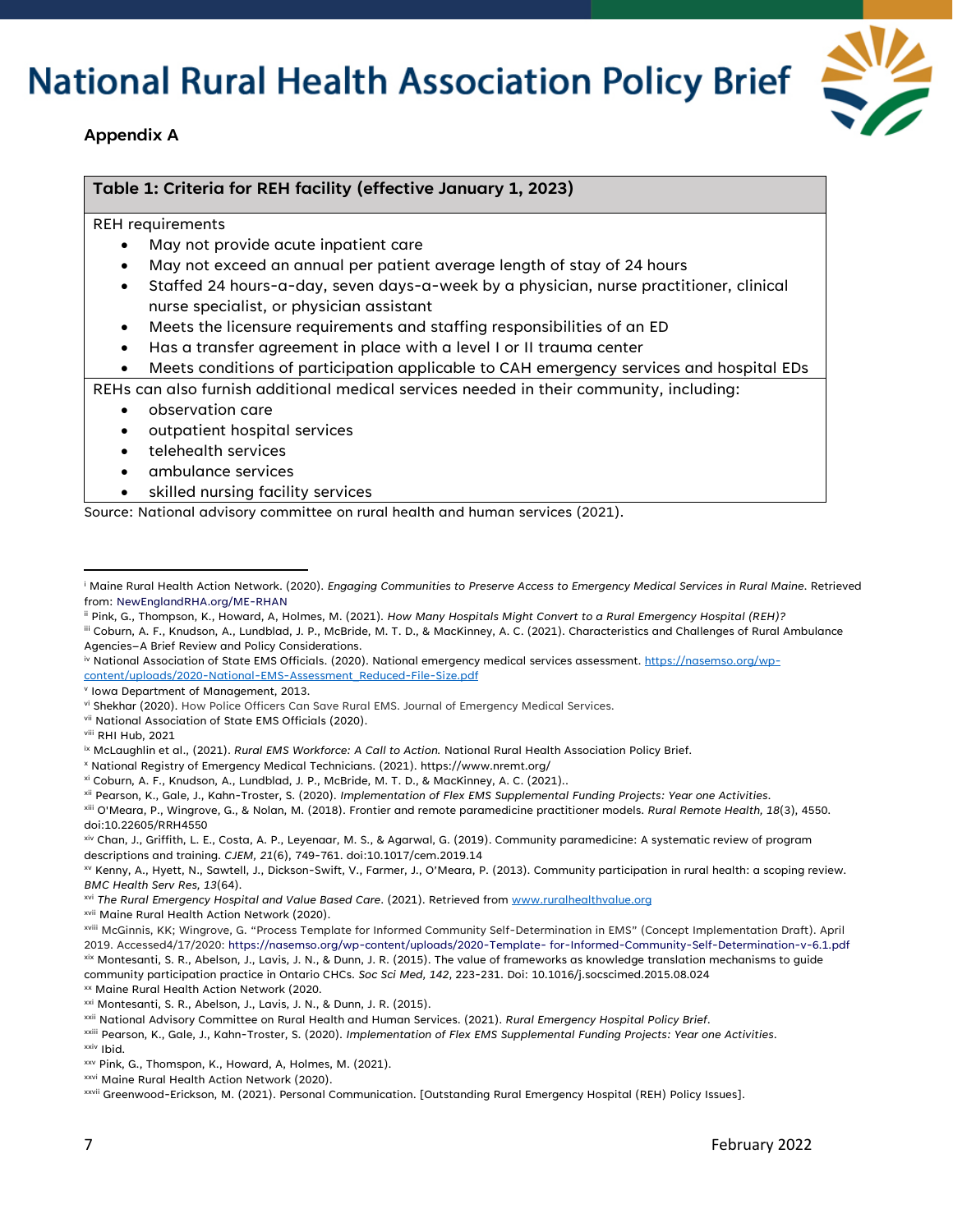## Appendix A

| Table 1: Criteria for REH facility (effective January 1, 2023) |
|---|
| REH requirements<br>• May not provide acute inpatient care<br>• May not exceed an annual per patient average length of stay of 24 hours<br>• Staffed 24 hours-a-day, seven days-a-week by a physician, nurse practitioner, clinical nurse specialist, or physician assistant<br>• Meets the licensure requirements and staffing responsibilities of an ED<br>• Has a transfer agreement in place with a level I or II trauma center<br>• Meets conditions of participation applicable to CAH emergency services and hospital EDs |
| REHs can also furnish additional medical services needed in their community, including:<br>• observation care<br>• outpatient hospital services<br>• telehealth services<br>• ambulance services<br>• skilled nursing facility services |

Source: National advisory committee on rural health and human services (2021).

---

[i] Maine Rural Health Action Network. (2020). *Engaging Communities to Preserve Access to Emergency Medical Services in Rural Maine*. Retrieved from: NewEnglandRHA.org/ME-RHAN

[ii] Pink, G., Thompson, K., Howard, A, Holmes, M. (2021). *How Many Hospitals Might Convert to a Rural Emergency Hospital (REH)?*

[iii] Coburn, A. F., Knudson, A., Lundblad, J. P., McBride, M. T. D., & MacKinney, A. C. (2021). Characteristics and Challenges of Rural Ambulance Agencies–A Brief Review and Policy Considerations.

[iv] National Association of State EMS Officials. (2020). National emergency medical services assessment. https://nasemso.org/wp-content/uploads/2020-National-EMS-Assessment_Reduced-File-Size.pdf

[v] Iowa Department of Management, 2013.

[vi] Shekhar (2020). How Police Officers Can Save Rural EMS. Journal of Emergency Medical Services.

[vii] National Association of State EMS Officials (2020).

[viii] RHI Hub, 2021

[ix] McLaughlin et al., (2021). *Rural EMS Workforce: A Call to Action.* National Rural Health Association Policy Brief.

[x] National Registry of Emergency Medical Technicians. (2021). https://www.nremt.org/

[xi] Coburn, A. F., Knudson, A., Lundblad, J. P., McBride, M. T. D., & MacKinney, A. C. (2021)..

[xii] Pearson, K., Gale, J., Kahn-Troster, S. (2020). *Implementation of Flex EMS Supplemental Funding Projects: Year one Activities*.

[xiii] O'Meara, P., Wingrove, G., & Nolan, M. (2018). Frontier and remote paramedicine practitioner models. *Rural Remote Health, 18*(3), 4550. doi:10.22605/RRH4550

[xiv] Chan, J., Griffith, L. E., Costa, A. P., Leyenaar, M. S., & Agarwal, G. (2019). Community paramedicine: A systematic review of program descriptions and training. *CJEM, 21*(6), 749-761. doi:10.1017/cem.2019.14

[xv] Kenny, A., Hyett, N., Sawtell, J., Dickson-Swift, V., Farmer, J., O'Meara, P. (2013). Community participation in rural health: a scoping review. *BMC Health Serv Res, 13*(64).

[xvi] *The Rural Emergency Hospital and Value Based Care*. (2021). Retrieved from www.ruralhealthvalue.org

[xvii] Maine Rural Health Action Network (2020).

[xviii] McGinnis, KK; Wingrove, G. "Process Template for Informed Community Self-Determination in EMS" (Concept Implementation Draft). April 2019. Accessed4/17/2020: https://nasemso.org/wp-content/uploads/2020-Template- for-Informed-Community-Self-Determination-v-6.1.pdf

[xix] Montesanti, S. R., Abelson, J., Lavis, J. N., & Dunn, J. R. (2015). The value of frameworks as knowledge translation mechanisms to guide community participation practice in Ontario CHCs. *Soc Sci Med, 142*, 223-231. Doi: 10.1016/j.socscimed.2015.08.024

[xx] Maine Rural Health Action Network (2020.

[xxi] Montesanti, S. R., Abelson, J., Lavis, J. N., & Dunn, J. R. (2015).

[xxii] National Advisory Committee on Rural Health and Human Services. (2021). *Rural Emergency Hospital Policy Brief*.

[xxiii] Pearson, K., Gale, J., Kahn-Troster, S. (2020). *Implementation of Flex EMS Supplemental Funding Projects: Year one Activities*.

[xxiv] Ibid.

[xxv] Pink, G., Thompson, K., Howard, A, Holmes, M. (2021).

[xxvi] Maine Rural Health Action Network (2020).

[xxvii] Greenwood-Erickson, M. (2021). Personal Communication. [Outstanding Rural Emergency Hospital (REH) Policy Issues].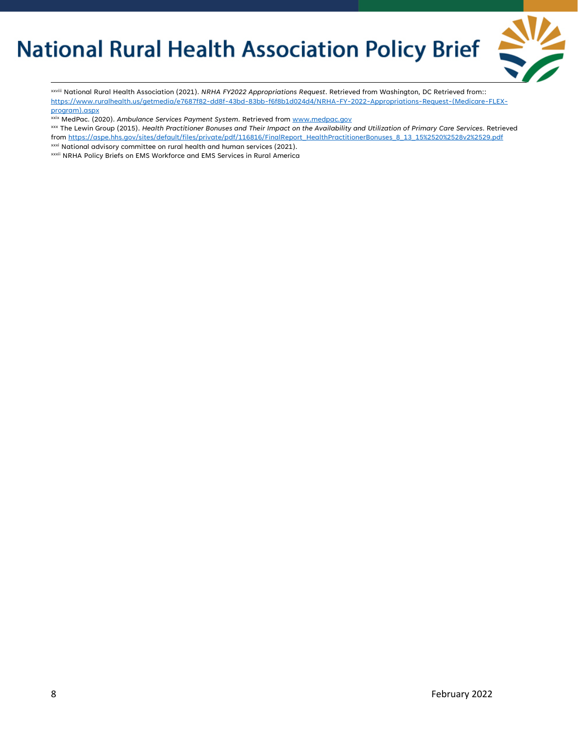[xxviii] National Rural Health Association (2021). *NRHA FY2022 Appropriations Request*. Retrieved from Washington, DC Retrieved from:: https://www.ruralhealth.us/getmedia/e7687f82-dd8f-43bd-83bb-f6f8b1d024d4/NRHA-FY-2022-Appropriations-Request-(Medicare-FLEX-program).aspx

[xxix] MedPac. (2020). *Ambulance Services Payment System*. Retrieved from www.medpac.gov

[xxx] The Lewin Group (2015). *Health Practitioner Bonuses and Their Impact on the Availability and Utilization of Primary Care Services*. Retrieved from https://aspe.hhs.gov/sites/default/files/private/pdf/116816/FinalReport_HealthPractitionerBonuses_8_13_15%2520%2528v2%2529.pdf

[xxxi] National advisory committee on rural health and human services (2021).

[xxxii] NRHA Policy Briefs on EMS Workforce and EMS Services in Rural America